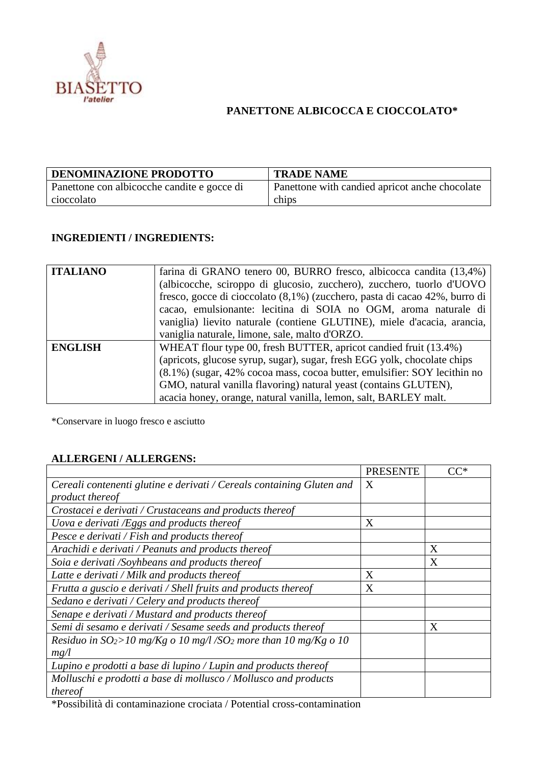BIASETTO l'atelier

# PANETTONE ALBICOCCA E CIOCCOLATO*

| DENOMINAZIONE PRODOTTO | TRADE NAME |
|---|---|
| Panettone con albicocche candite e gocce di cioccolato | Panettone with candied apricot anche chocolate chips |

## INGREDIENTI / INGREDIENTS:

| ITALIANO | farina di GRANO tenero 00, BURRO fresco, albicocca candita (13,4%) (albicocche, sciroppo di glucosio, zucchero), zucchero, tuorlo d'UOVO fresco, gocce di cioccolato (8,1%) (zucchero, pasta di cacao 42%, burro di cacao, emulsionante: lecitina di SOIA no OGM, aroma naturale di vaniglia) lievito naturale (contiene GLUTINE), miele d'acacia, arancia, vaniglia naturale, limone, sale, malto d'ORZO. |
|---|---|
| ENGLISH | WHEAT flour type 00, fresh BUTTER, apricot candied fruit (13.4%) (apricots, glucose syrup, sugar), sugar, fresh EGG yolk, chocolate chips (8.1%) (sugar, 42% cocoa mass, cocoa butter, emulsifier: SOY lecithin no GMO, natural vanilla flavoring) natural yeast (contains GLUTEN), acacia honey, orange, natural vanilla, lemon, salt, BARLEY malt. |

*Conservare in luogo fresco e asciutto

## ALLERGENI / ALLERGENS:

| | PRESENTE | CC* |
|---|---|---|
| *Cereali contenenti glutine e derivati / Cereals containing Gluten and product thereof* | X | |
| *Crostacei e derivati / Crustaceans and products thereof* | | |
| *Uova e derivati /Eggs and products thereof* | X | |
| *Pesce e derivati / Fish and products thereof* | | |
| *Arachidi e derivati / Peanuts and products thereof* | | X |
| *Soia e derivati /Soyhbeans and products thereof* | | X |
| *Latte e derivati / Milk and products thereof* | X | |
| *Frutta a guscio e derivati / Shell fruits and products thereof* | X | |
| *Sedano e derivati / Celery and products thereof* | | |
| *Senape e derivati / Mustard and products thereof* | | |
| *Semi di sesamo e derivati / Sesame seeds and products thereof* | | X |
| *Residuo in $SO_2$>10 mg/Kg o 10 mg/l /$SO_2$ more than 10 mg/Kg o 10 mg/l* | | |
| *Lupino e prodotti a base di lupino / Lupin and products thereof* | | |
| *Molluschi e prodotti a base di mollusco / Mollusco and products thereof* | | |

*Possibilità di contaminazione crociata / Potential cross-contamination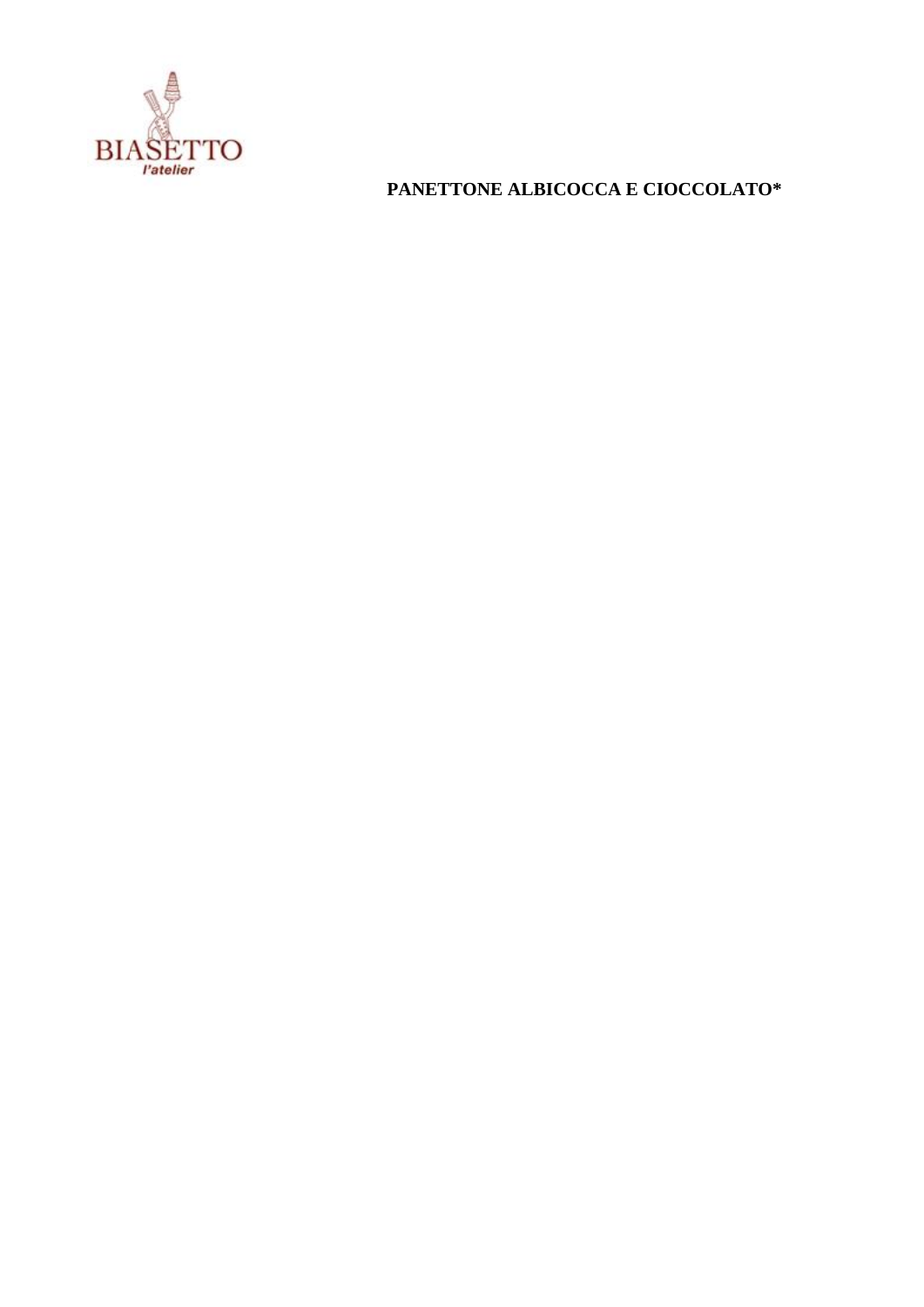**PANETTONE ALBICOCCA E CIOCCOLATO***